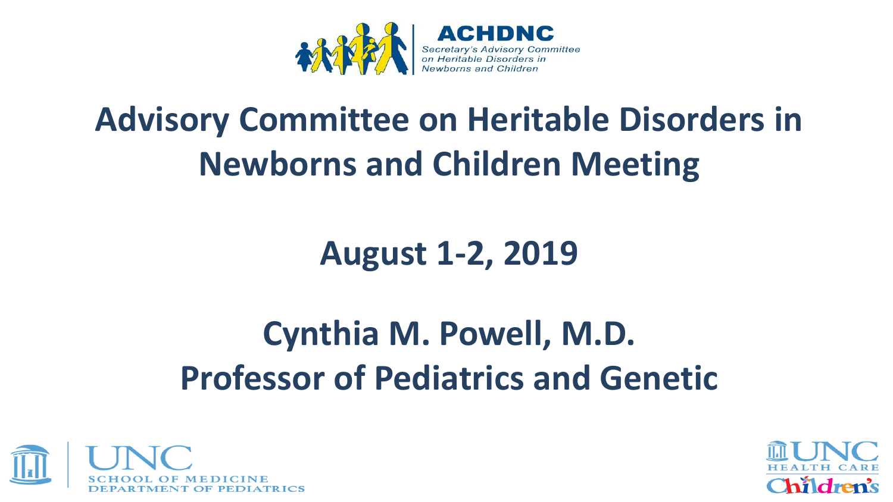ACHDNC

Secretary's Advisory Committee on Heritable Disorders in Newborns and Children

# Advisory Committee on Heritable Disorders in Newborns and Children Meeting

## August 1-2, 2019

## Cynthia M. Powell, M.D.
## Professor of Pediatrics and Genetic

UNC SCHOOL OF MEDICINE DEPARTMENT OF PEDIATRICS

UNC HEALTH CARE Children's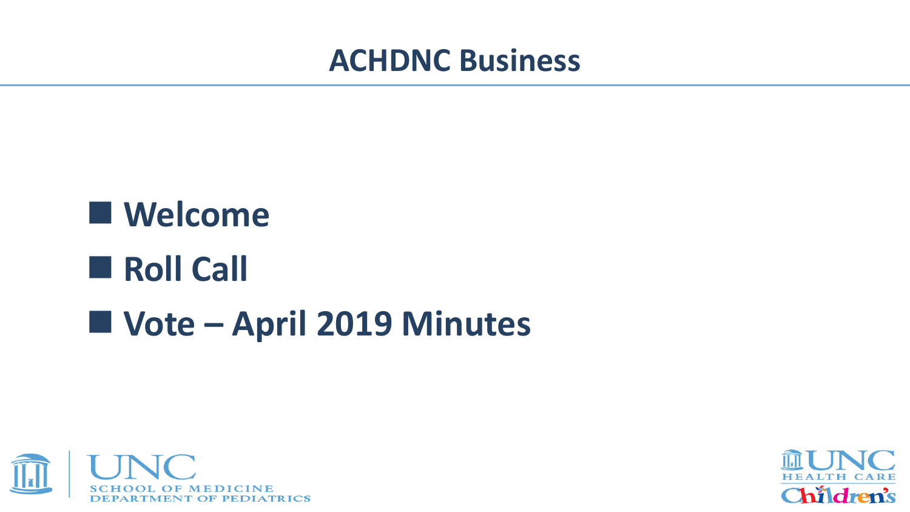# ACHDNC Business

- Welcome
- Roll Call
- Vote – April 2019 Minutes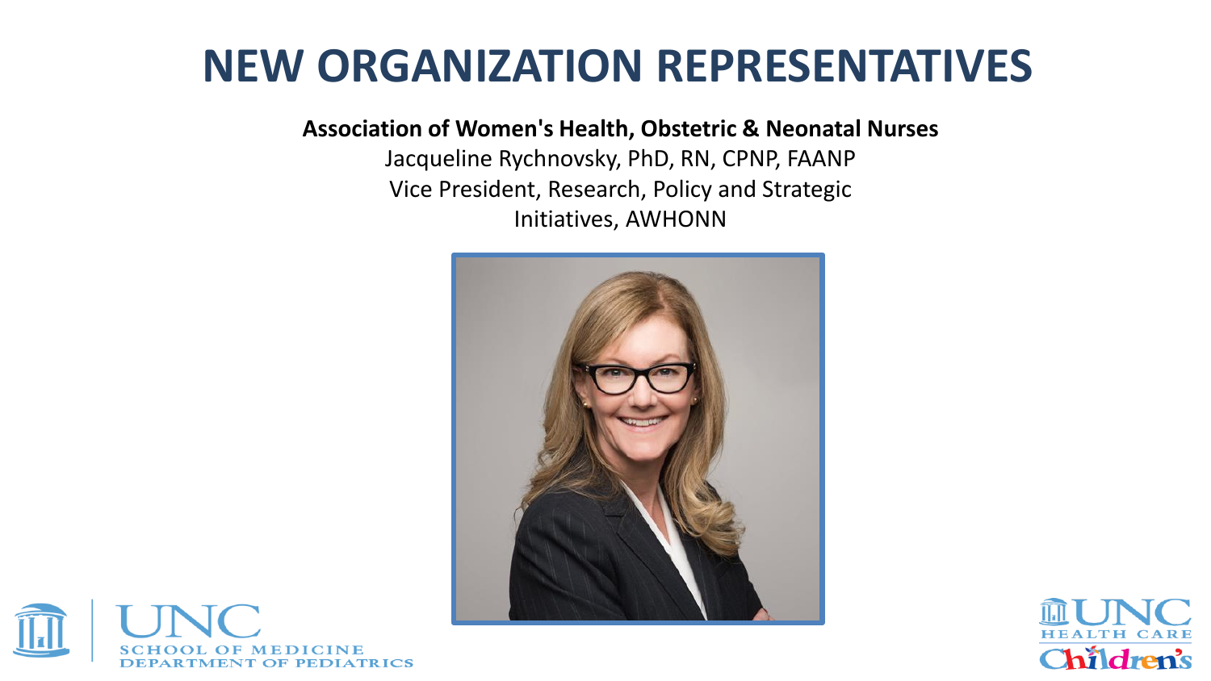# NEW ORGANIZATION REPRESENTATIVES

**Association of Women's Health, Obstetric & Neonatal Nurses**

Jacqueline Rychnovsky, PhD, RN, CPNP, FAANP

Vice President, Research, Policy and Strategic Initiatives, AWHONN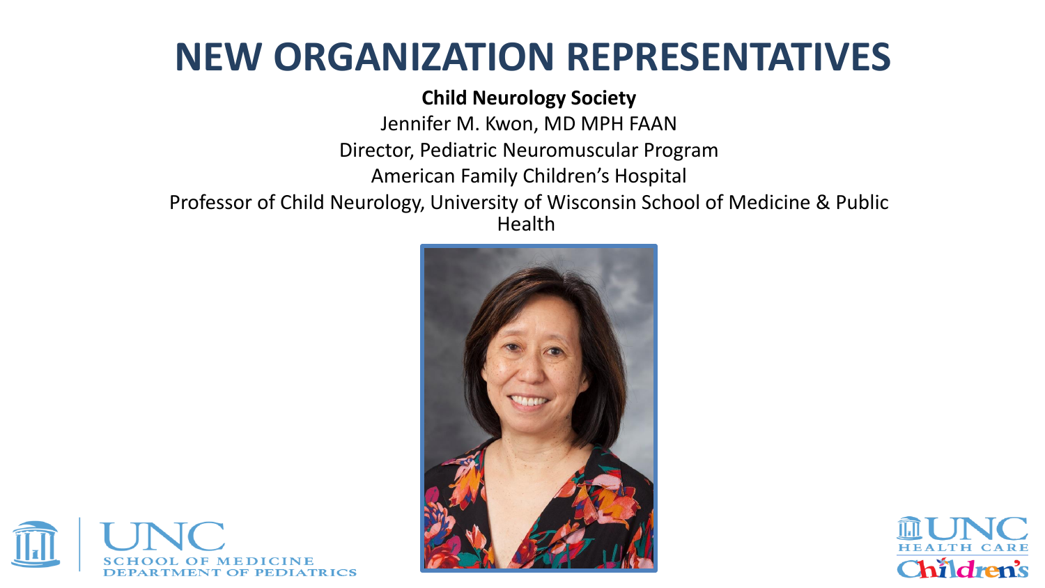# NEW ORGANIZATION REPRESENTATIVES

**Child Neurology Society**

Jennifer M. Kwon, MD MPH FAAN

Director, Pediatric Neuromuscular Program

American Family Children's Hospital

Professor of Child Neurology, University of Wisconsin School of Medicine & Public Health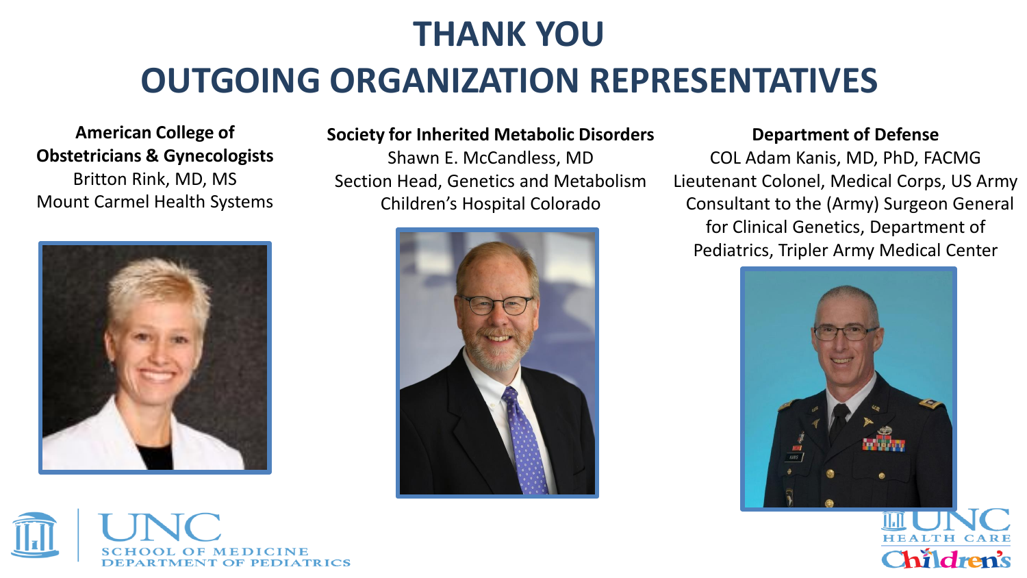# THANK YOU
# OUTGOING ORGANIZATION REPRESENTATIVES

**American College of Obstetricians & Gynecologists**
Britton Rink, MD, MS
Mount Carmel Health Systems

**Society for Inherited Metabolic Disorders**
Shawn E. McCandless, MD
Section Head, Genetics and Metabolism
Children's Hospital Colorado

**Department of Defense**
COL Adam Kanis, MD, PhD, FACMG
Lieutenant Colonel, Medical Corps, US Army
Consultant to the (Army) Surgeon General for Clinical Genetics, Department of Pediatrics, Tripler Army Medical Center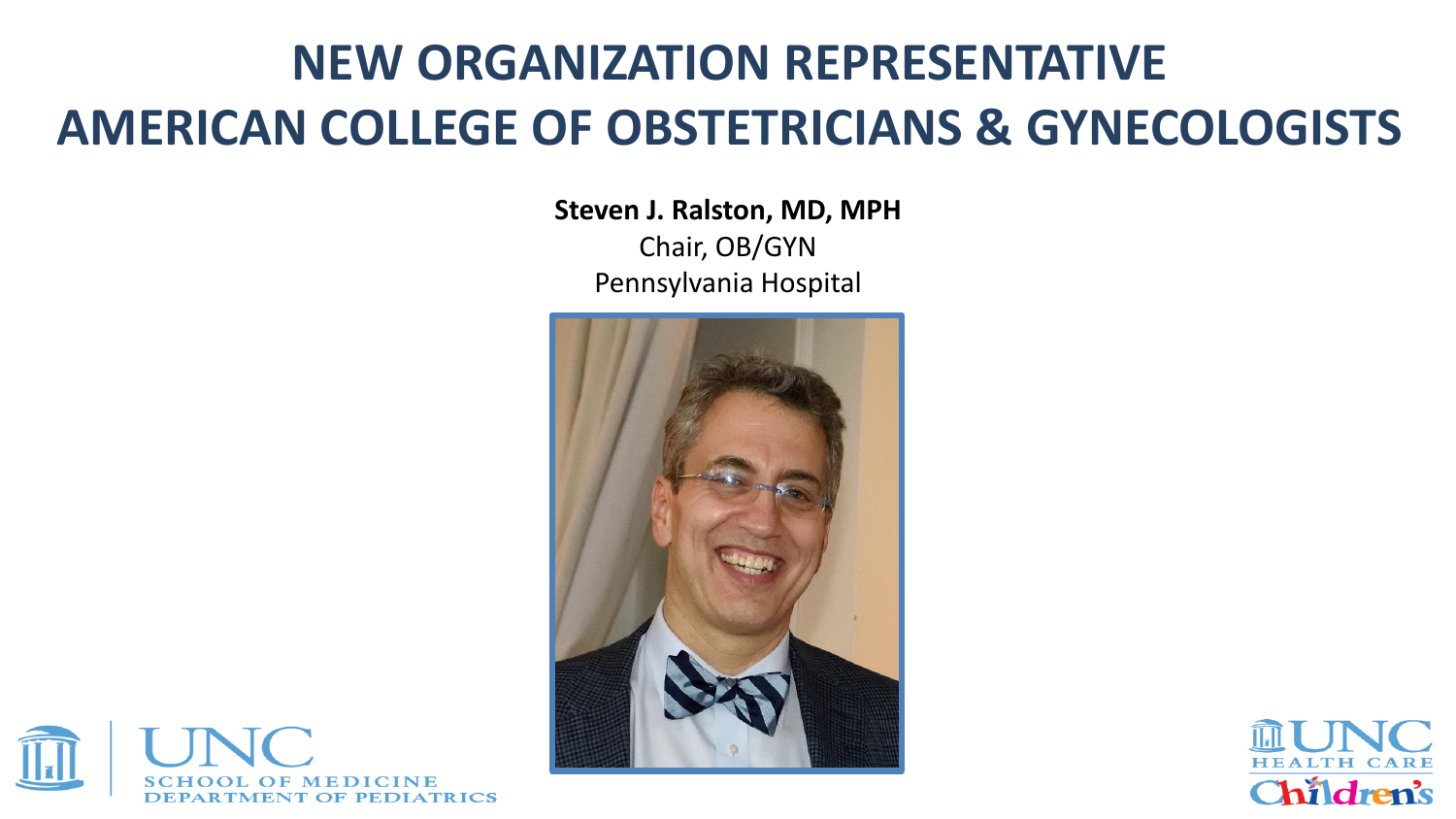# NEW ORGANIZATION REPRESENTATIVE
# AMERICAN COLLEGE OF OBSTETRICIANS & GYNECOLOGISTS

**Steven J. Ralston, MD, MPH**

Chair, OB/GYN

Pennsylvania Hospital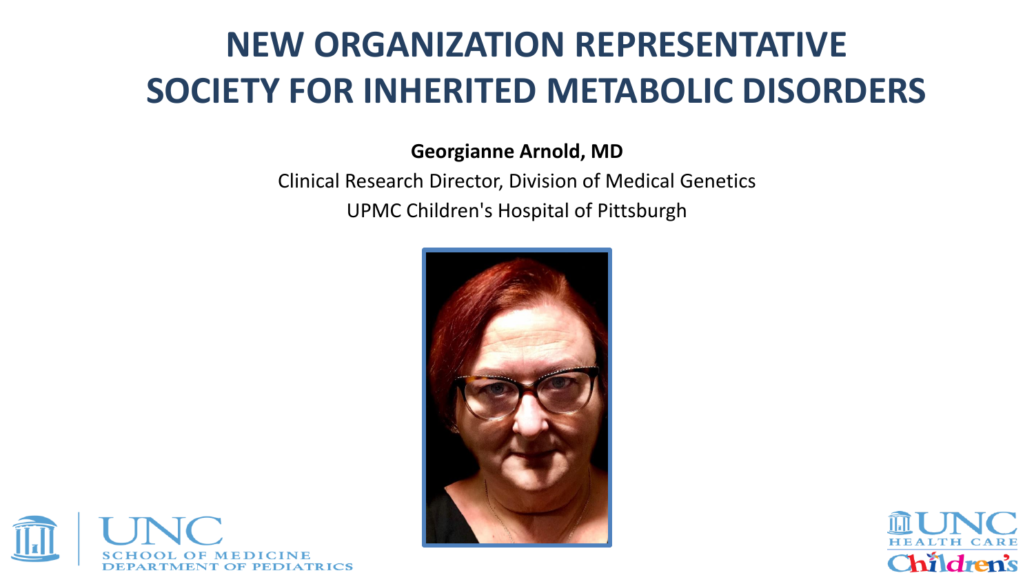# NEW ORGANIZATION REPRESENTATIVE
# SOCIETY FOR INHERITED METABOLIC DISORDERS

**Georgianne Arnold, MD**

Clinical Research Director, Division of Medical Genetics

UPMC Children's Hospital of Pittsburgh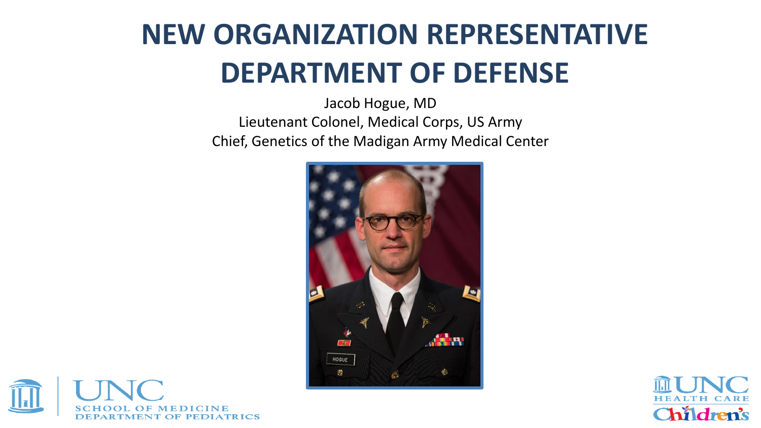# NEW ORGANIZATION REPRESENTATIVE
# DEPARTMENT OF DEFENSE

Jacob Hogue, MD

Lieutenant Colonel, Medical Corps, US Army

Chief, Genetics of the Madigan Army Medical Center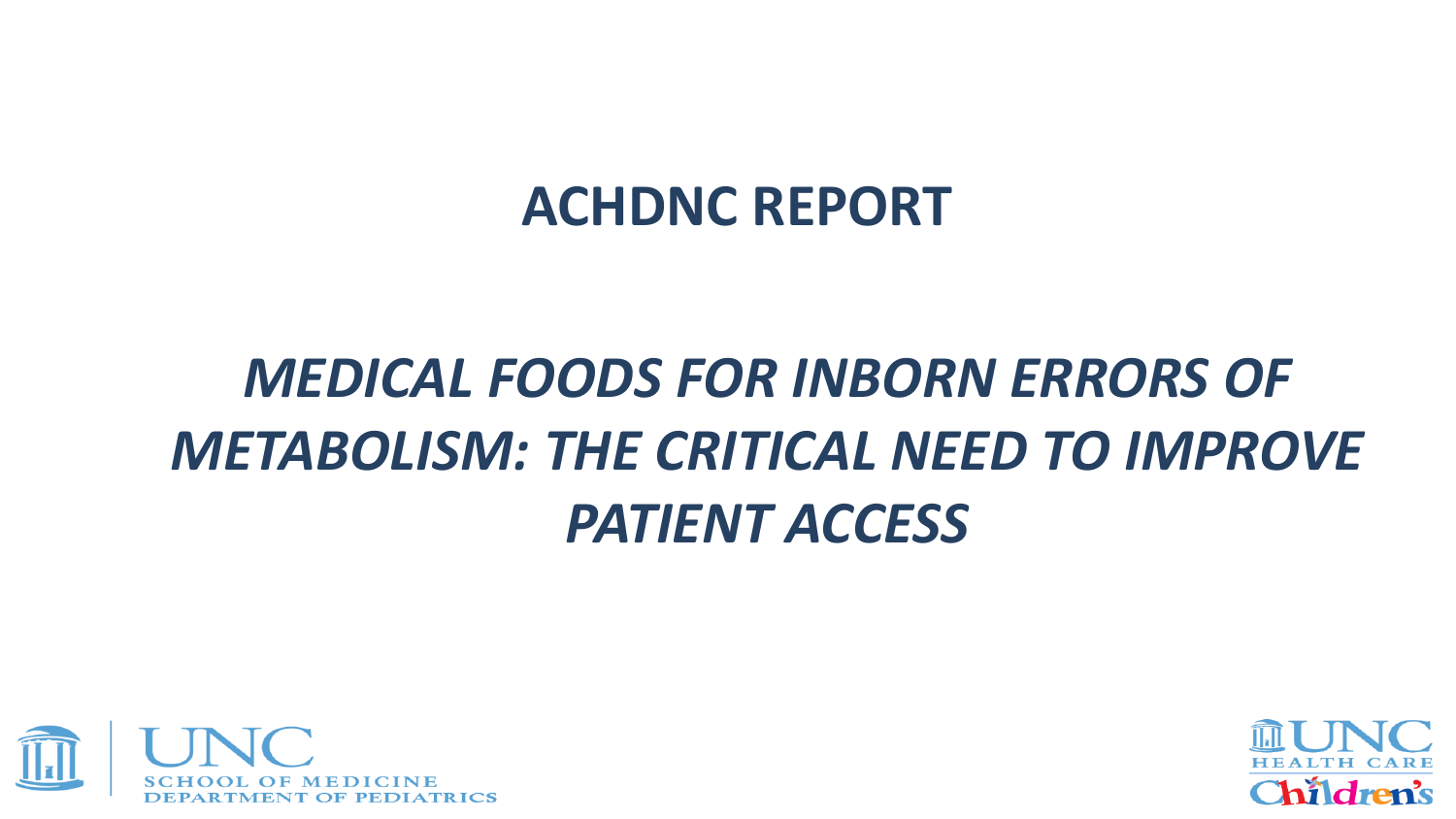# ACHDNC REPORT

## *MEDICAL FOODS FOR INBORN ERRORS OF METABOLISM: THE CRITICAL NEED TO IMPROVE PATIENT ACCESS*

UNC SCHOOL OF MEDICINE DEPARTMENT OF PEDIATRICS

UNC HEALTH CARE Children's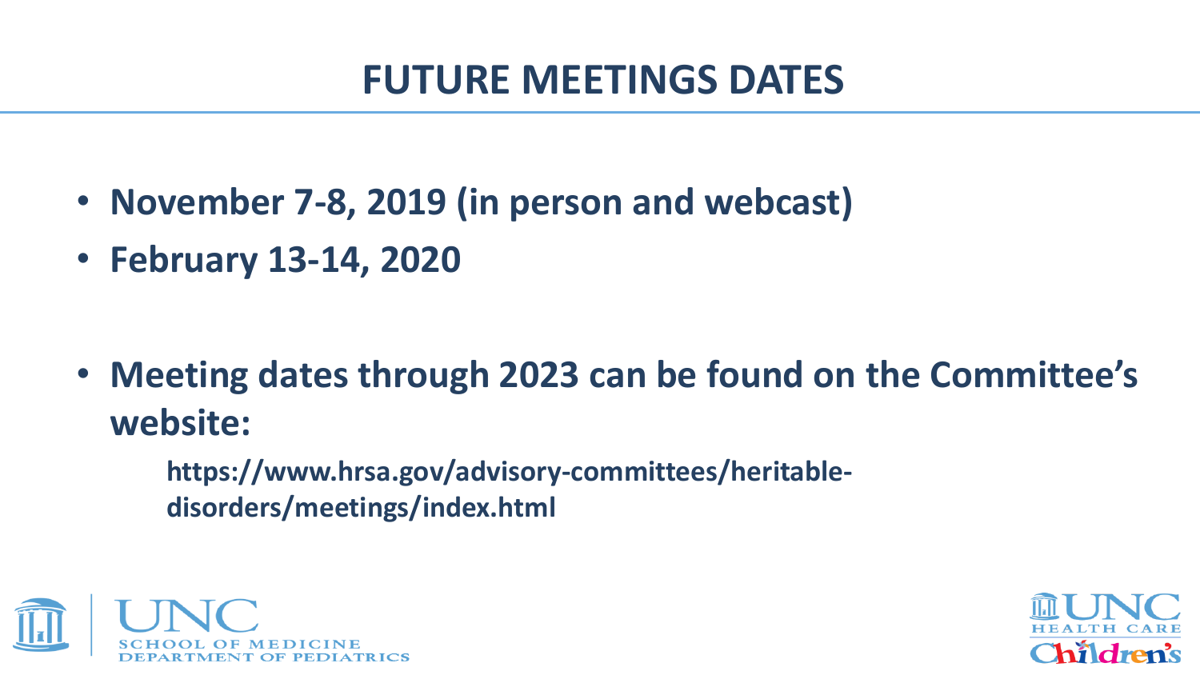# FUTURE MEETINGS DATES

- **November 7-8, 2019 (in person and webcast)**
- **February 13-14, 2020**

- **Meeting dates through 2023 can be found on the Committee's website:**

  **https://www.hrsa.gov/advisory-committees/heritable-disorders/meetings/index.html**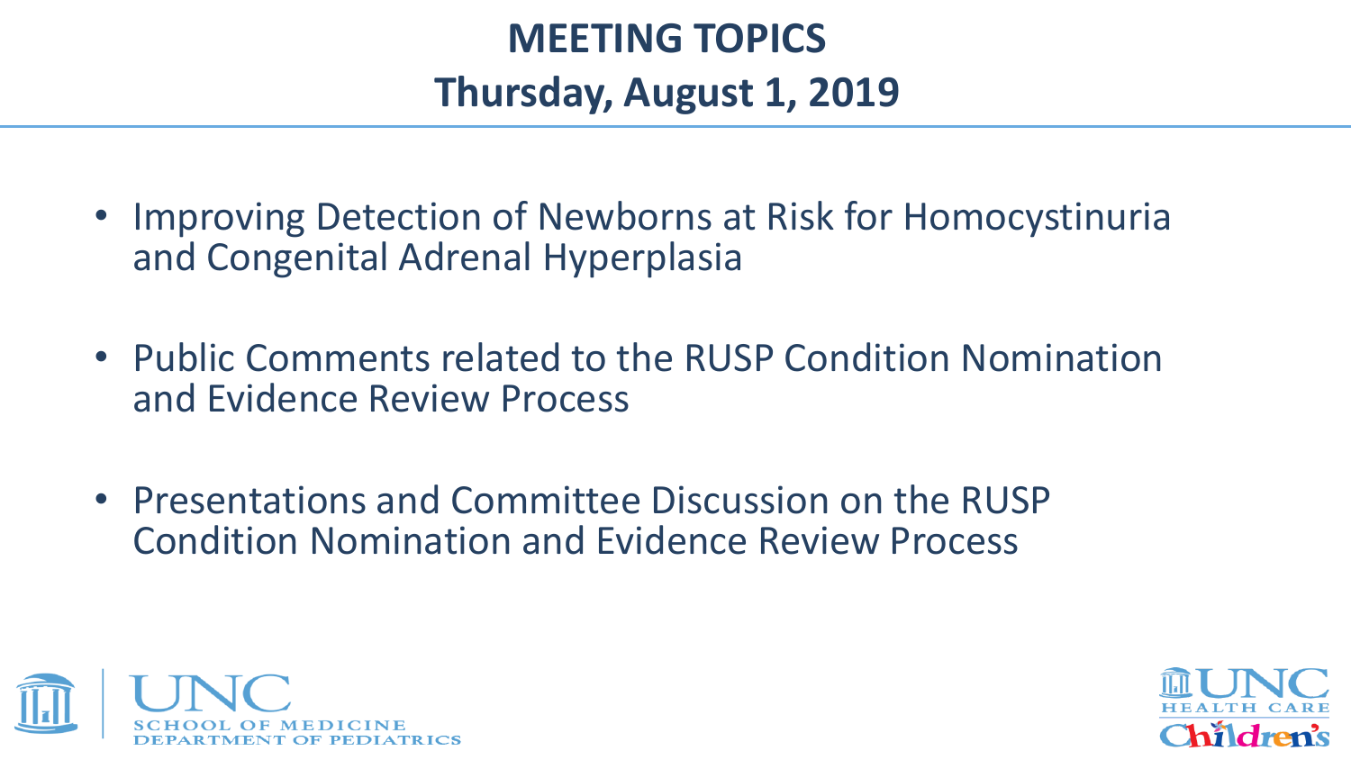# MEETING TOPICS
## Thursday, August 1, 2019

- Improving Detection of Newborns at Risk for Homocystinuria and Congenital Adrenal Hyperplasia
- Public Comments related to the RUSP Condition Nomination and Evidence Review Process
- Presentations and Committee Discussion on the RUSP Condition Nomination and Evidence Review Process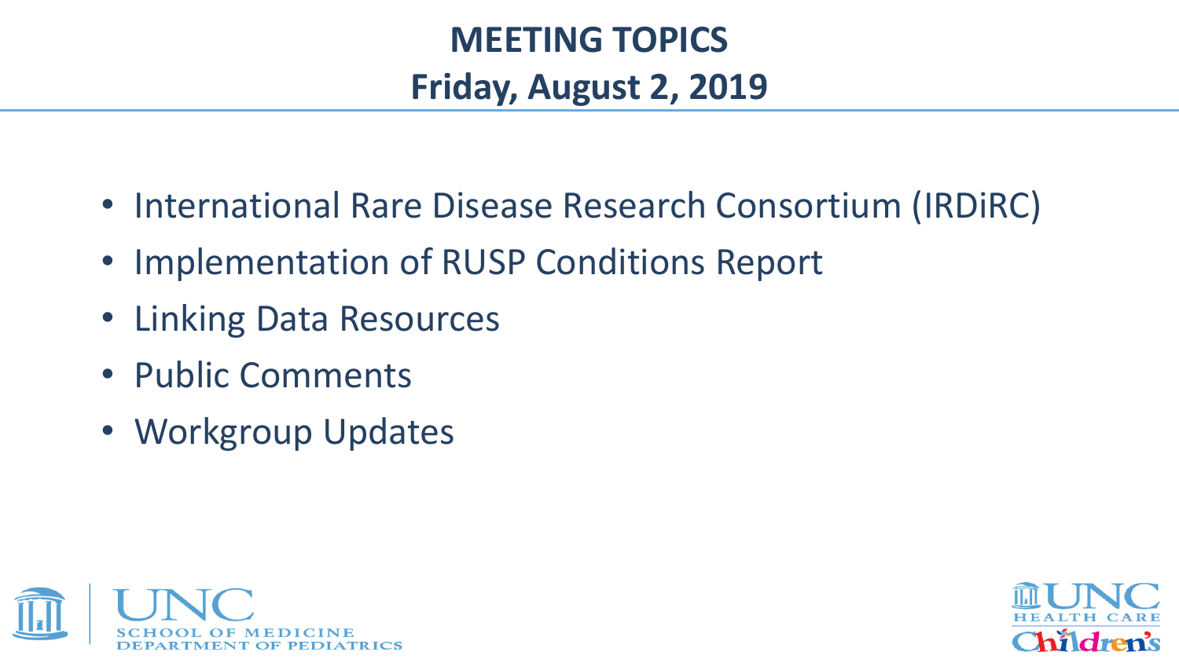# MEETING TOPICS
## Friday, August 2, 2019

- International Rare Disease Research Consortium (IRDiRC)
- Implementation of RUSP Conditions Report
- Linking Data Resources
- Public Comments
- Workgroup Updates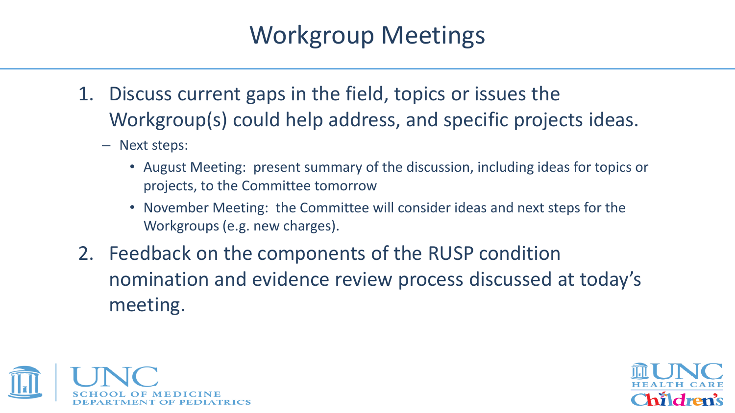# Workgroup Meetings

1. Discuss current gaps in the field, topics or issues the Workgroup(s) could help address, and specific projects ideas.
   - Next steps:
     - August Meeting: present summary of the discussion, including ideas for topics or projects, to the Committee tomorrow
     - November Meeting: the Committee will consider ideas and next steps for the Workgroups (e.g. new charges).
2. Feedback on the components of the RUSP condition nomination and evidence review process discussed at today's meeting.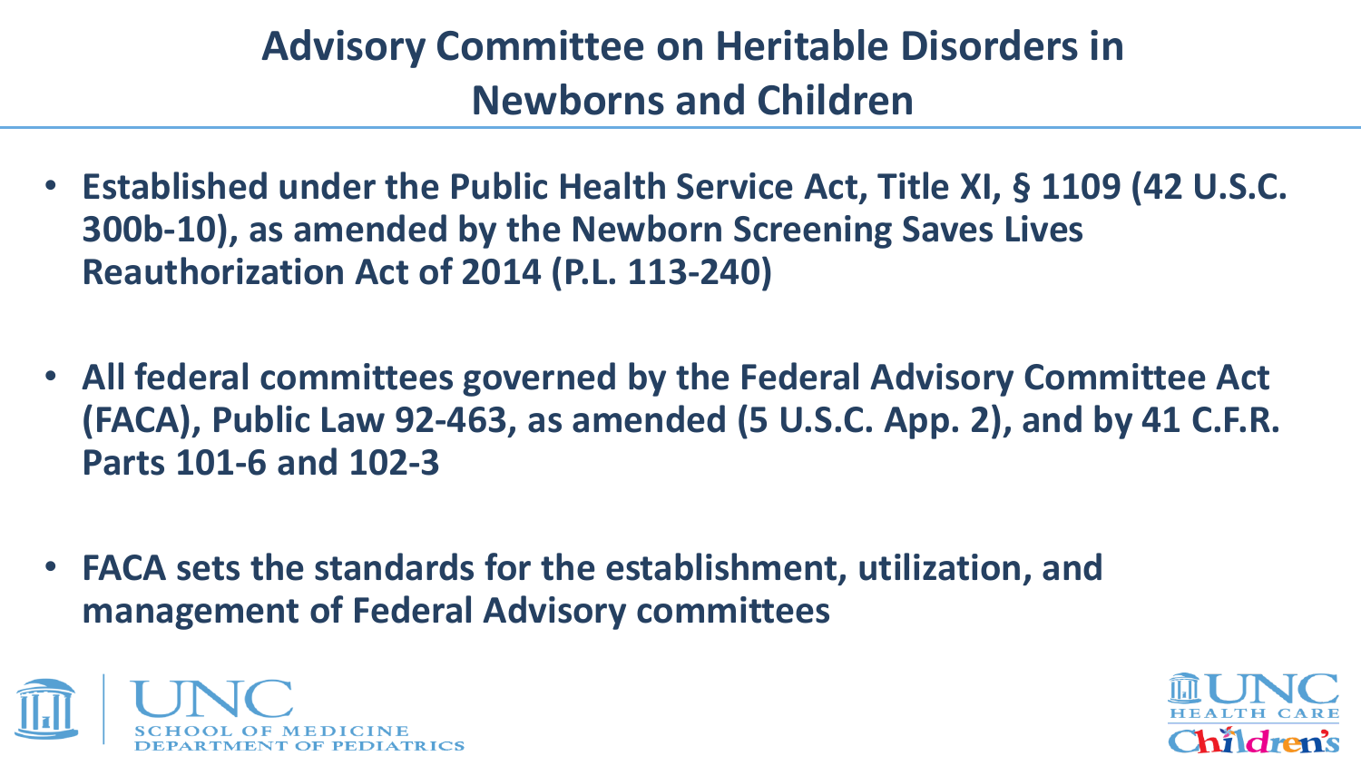# Advisory Committee on Heritable Disorders in Newborns and Children

- **Established under the Public Health Service Act, Title XI, § 1109 (42 U.S.C. 300b-10), as amended by the Newborn Screening Saves Lives Reauthorization Act of 2014 (P.L. 113-240)**

- **All federal committees governed by the Federal Advisory Committee Act (FACA), Public Law 92-463, as amended (5 U.S.C. App. 2), and by 41 C.F.R. Parts 101-6 and 102-3**

- **FACA sets the standards for the establishment, utilization, and management of Federal Advisory committees**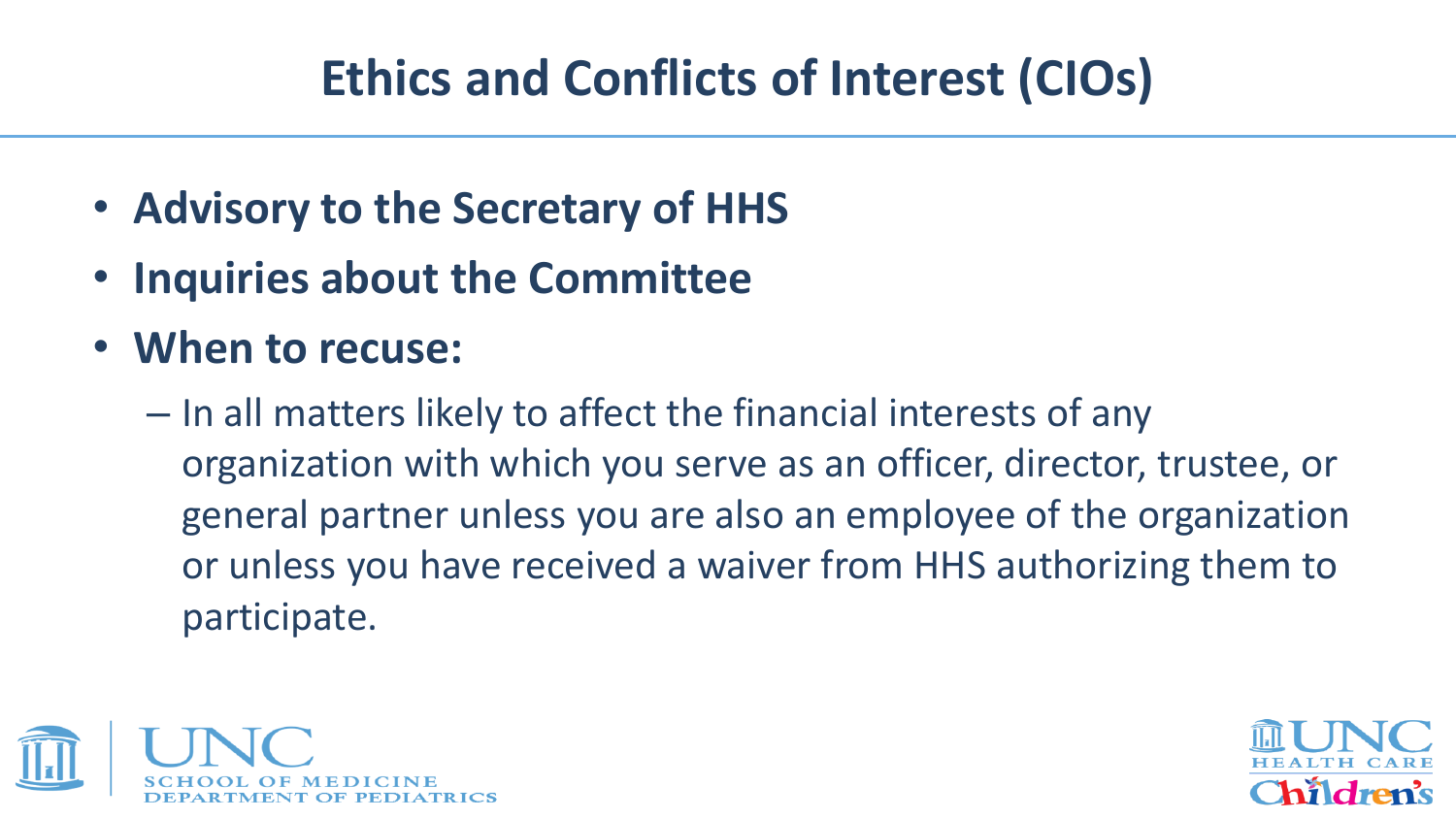# Ethics and Conflicts of Interest (CIOs)

- **Advisory to the Secretary of HHS**
- **Inquiries about the Committee**
- **When to recuse:**
  - In all matters likely to affect the financial interests of any organization with which you serve as an officer, director, trustee, or general partner unless you are also an employee of the organization or unless you have received a waiver from HHS authorizing them to participate.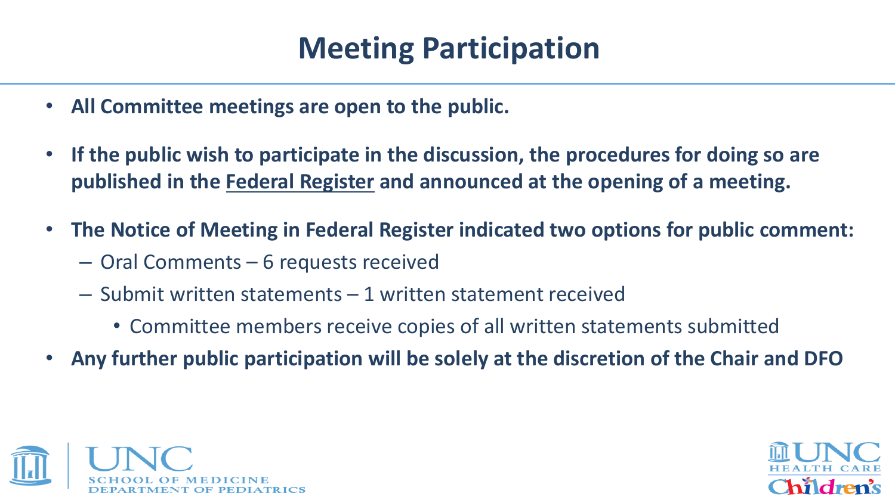# Meeting Participation

- **All Committee meetings are open to the public.**
- **If the public wish to participate in the discussion, the procedures for doing so are published in the Federal Register and announced at the opening of a meeting.**
- **The Notice of Meeting in Federal Register indicated two options for public comment:**
  - Oral Comments – 6 requests received
  - Submit written statements – 1 written statement received
    - Committee members receive copies of all written statements submitted
- **Any further public participation will be solely at the discretion of the Chair and DFO**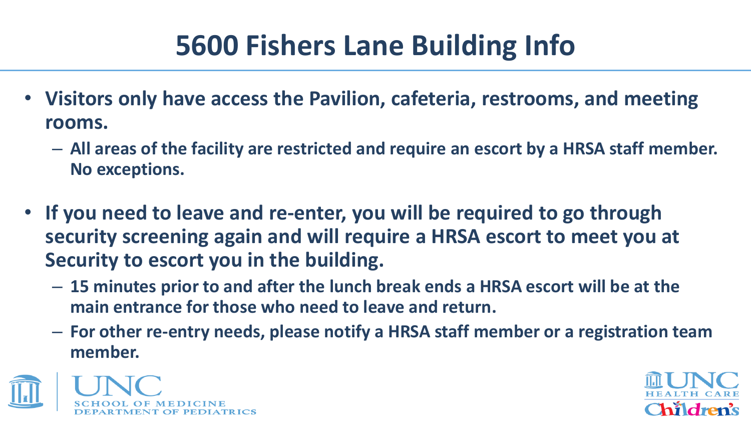# 5600 Fishers Lane Building Info

- **Visitors only have access the Pavilion, cafeteria, restrooms, and meeting rooms.**
  - **All areas of the facility are restricted and require an escort by a HRSA staff member. No exceptions.**
- **If you need to leave and re-enter, you will be required to go through security screening again and will require a HRSA escort to meet you at Security to escort you in the building.**
  - **15 minutes prior to and after the lunch break ends a HRSA escort will be at the main entrance for those who need to leave and return.**
  - **For other re-entry needs, please notify a HRSA staff member or a registration team member.**

UNC SCHOOL OF MEDICINE DEPARTMENT OF PEDIATRICS

UNC HEALTH CARE Children's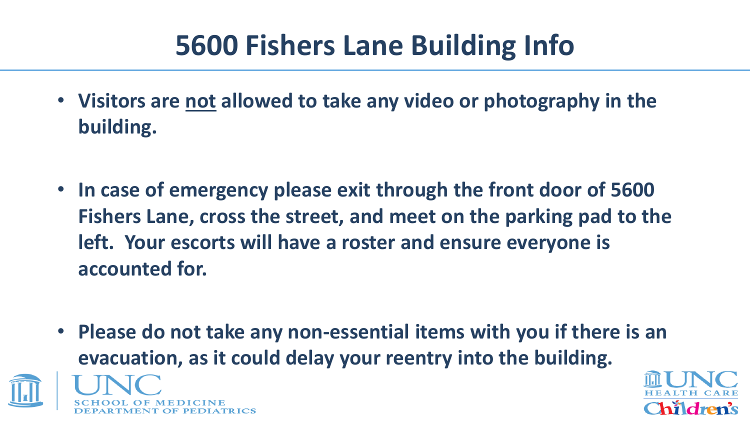# 5600 Fishers Lane Building Info

- **Visitors are <u>not</u> allowed to take any video or photography in the building.**

- **In case of emergency please exit through the front door of 5600 Fishers Lane, cross the street, and meet on the parking pad to the left. Your escorts will have a roster and ensure everyone is accounted for.**

- **Please do not take any non-essential items with you if there is an evacuation, as it could delay your reentry into the building.**

UNC SCHOOL OF MEDICINE DEPARTMENT OF PEDIATRICS

UNC HEALTH CARE Children's